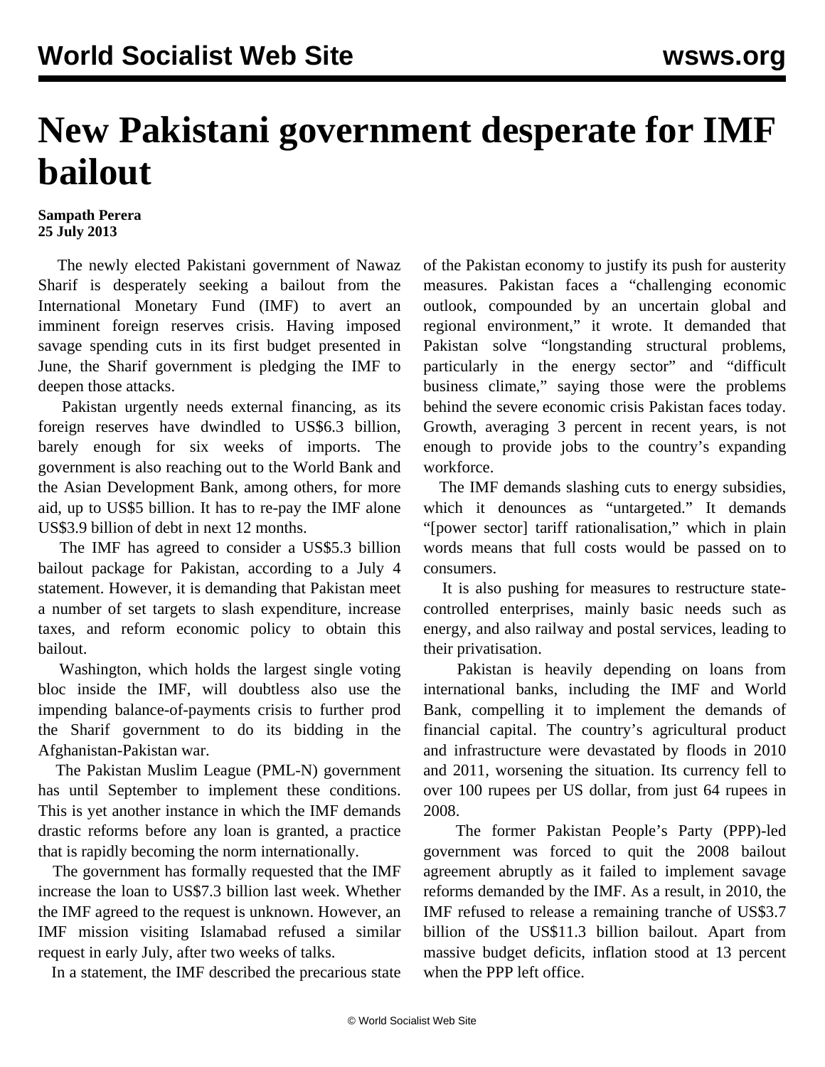# New Pakistani government desperate for IMF bailout

**Sampath Perera**
**25 July 2013**

The newly elected Pakistani government of Nawaz Sharif is desperately seeking a bailout from the International Monetary Fund (IMF) to avert an imminent foreign reserves crisis. Having imposed savage spending cuts in its first budget presented in June, the Sharif government is pledging the IMF to deepen those attacks.

Pakistan urgently needs external financing, as its foreign reserves have dwindled to US$6.3 billion, barely enough for six weeks of imports. The government is also reaching out to the World Bank and the Asian Development Bank, among others, for more aid, up to US$5 billion. It has to re-pay the IMF alone US$3.9 billion of debt in next 12 months.

The IMF has agreed to consider a US$5.3 billion bailout package for Pakistan, according to a July 4 statement. However, it is demanding that Pakistan meet a number of set targets to slash expenditure, increase taxes, and reform economic policy to obtain this bailout.

Washington, which holds the largest single voting bloc inside the IMF, will doubtless also use the impending balance-of-payments crisis to further prod the Sharif government to do its bidding in the Afghanistan-Pakistan war.

The Pakistan Muslim League (PML-N) government has until September to implement these conditions. This is yet another instance in which the IMF demands drastic reforms before any loan is granted, a practice that is rapidly becoming the norm internationally.

The government has formally requested that the IMF increase the loan to US$7.3 billion last week. Whether the IMF agreed to the request is unknown. However, an IMF mission visiting Islamabad refused a similar request in early July, after two weeks of talks.

In a statement, the IMF described the precarious state of the Pakistan economy to justify its push for austerity measures. Pakistan faces a "challenging economic outlook, compounded by an uncertain global and regional environment," it wrote. It demanded that Pakistan solve "longstanding structural problems, particularly in the energy sector" and "difficult business climate," saying those were the problems behind the severe economic crisis Pakistan faces today. Growth, averaging 3 percent in recent years, is not enough to provide jobs to the country's expanding workforce.

The IMF demands slashing cuts to energy subsidies, which it denounces as "untargeted." It demands "[power sector] tariff rationalisation," which in plain words means that full costs would be passed on to consumers.

It is also pushing for measures to restructure state-controlled enterprises, mainly basic needs such as energy, and also railway and postal services, leading to their privatisation.

Pakistan is heavily depending on loans from international banks, including the IMF and World Bank, compelling it to implement the demands of financial capital. The country's agricultural product and infrastructure were devastated by floods in 2010 and 2011, worsening the situation. Its currency fell to over 100 rupees per US dollar, from just 64 rupees in 2008.

The former Pakistan People's Party (PPP)-led government was forced to quit the 2008 bailout agreement abruptly as it failed to implement savage reforms demanded by the IMF. As a result, in 2010, the IMF refused to release a remaining tranche of US$3.7 billion of the US$11.3 billion bailout. Apart from massive budget deficits, inflation stood at 13 percent when the PPP left office.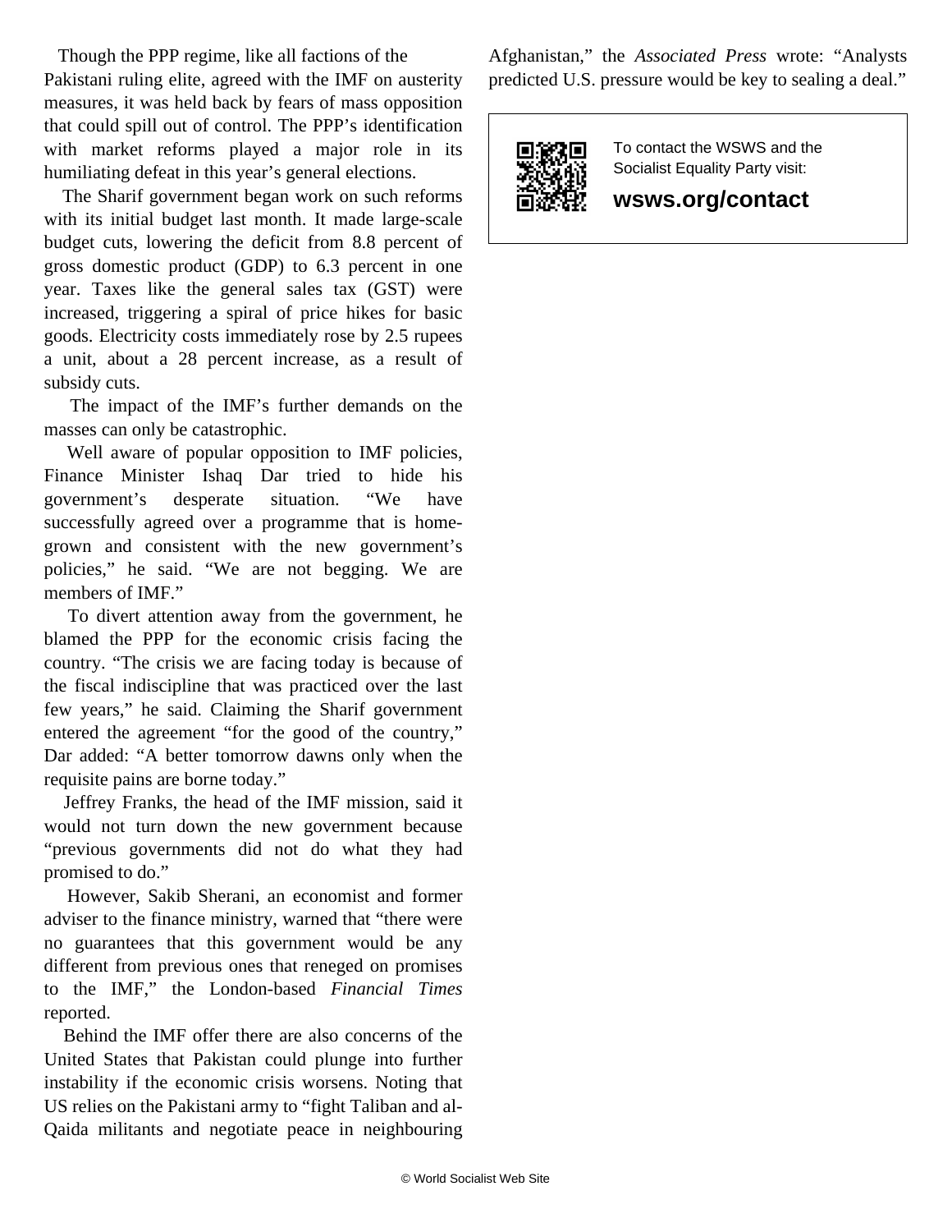Though the PPP regime, like all factions of the Pakistani ruling elite, agreed with the IMF on austerity measures, it was held back by fears of mass opposition that could spill out of control. The PPP's identification with market reforms played a major role in its humiliating defeat in this year's general elections.

The Sharif government began work on such reforms with its initial budget last month. It made large-scale budget cuts, lowering the deficit from 8.8 percent of gross domestic product (GDP) to 6.3 percent in one year. Taxes like the general sales tax (GST) were increased, triggering a spiral of price hikes for basic goods. Electricity costs immediately rose by 2.5 rupees a unit, about a 28 percent increase, as a result of subsidy cuts.

The impact of the IMF's further demands on the masses can only be catastrophic.

Well aware of popular opposition to IMF policies, Finance Minister Ishaq Dar tried to hide his government's desperate situation. "We have successfully agreed over a programme that is home-grown and consistent with the new government's policies," he said. "We are not begging. We are members of IMF."

To divert attention away from the government, he blamed the PPP for the economic crisis facing the country. "The crisis we are facing today is because of the fiscal indiscipline that was practiced over the last few years," he said. Claiming the Sharif government entered the agreement "for the good of the country," Dar added: "A better tomorrow dawns only when the requisite pains are borne today."

Jeffrey Franks, the head of the IMF mission, said it would not turn down the new government because "previous governments did not do what they had promised to do."

However, Sakib Sherani, an economist and former adviser to the finance ministry, warned that "there were no guarantees that this government would be any different from previous ones that reneged on promises to the IMF," the London-based *Financial Times* reported.

Behind the IMF offer there are also concerns of the United States that Pakistan could plunge into further instability if the economic crisis worsens. Noting that US relies on the Pakistani army to "fight Taliban and al-Qaida militants and negotiate peace in neighbouring Afghanistan," the *Associated Press* wrote: "Analysts predicted U.S. pressure would be key to sealing a deal."

To contact the WSWS and the Socialist Equality Party visit:

**wsws.org/contact**